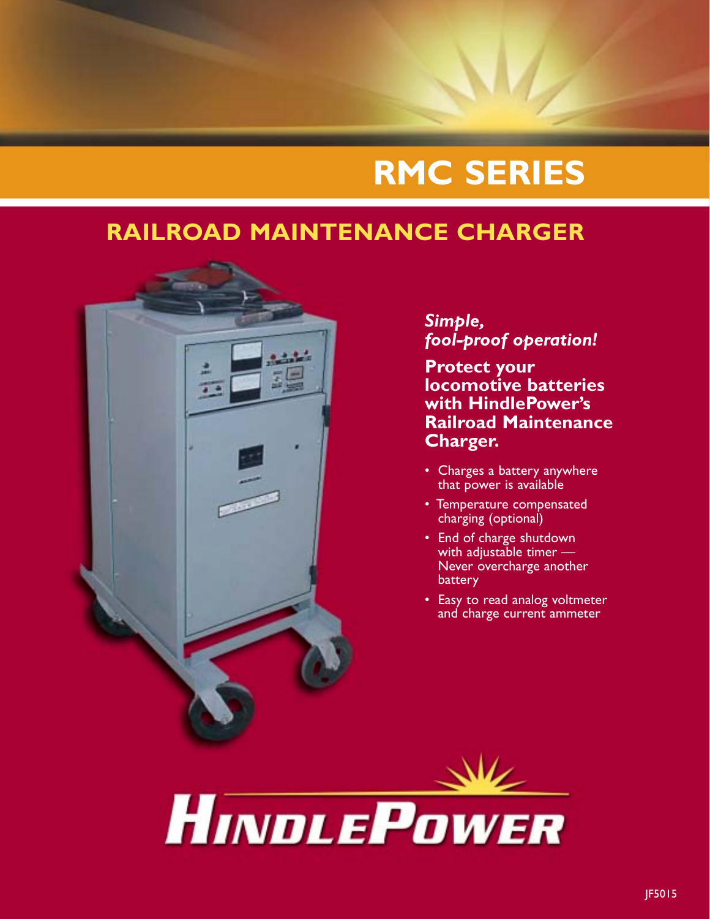# RMC SERIES

## RAILROAD MAINTENANCE CHARGER

*Simple, fool-proof operation!*

**Protect your locomotive batteries with HindlePower's Railroad Maintenance Charger.**

- Charges a battery anywhere that power is available
- Temperature compensated charging (optional)
- End of charge shutdown with adjustable timer — Never overcharge another battery
- Easy to read analog voltmeter and charge current ammeter

HINDLEPOWER

JF5015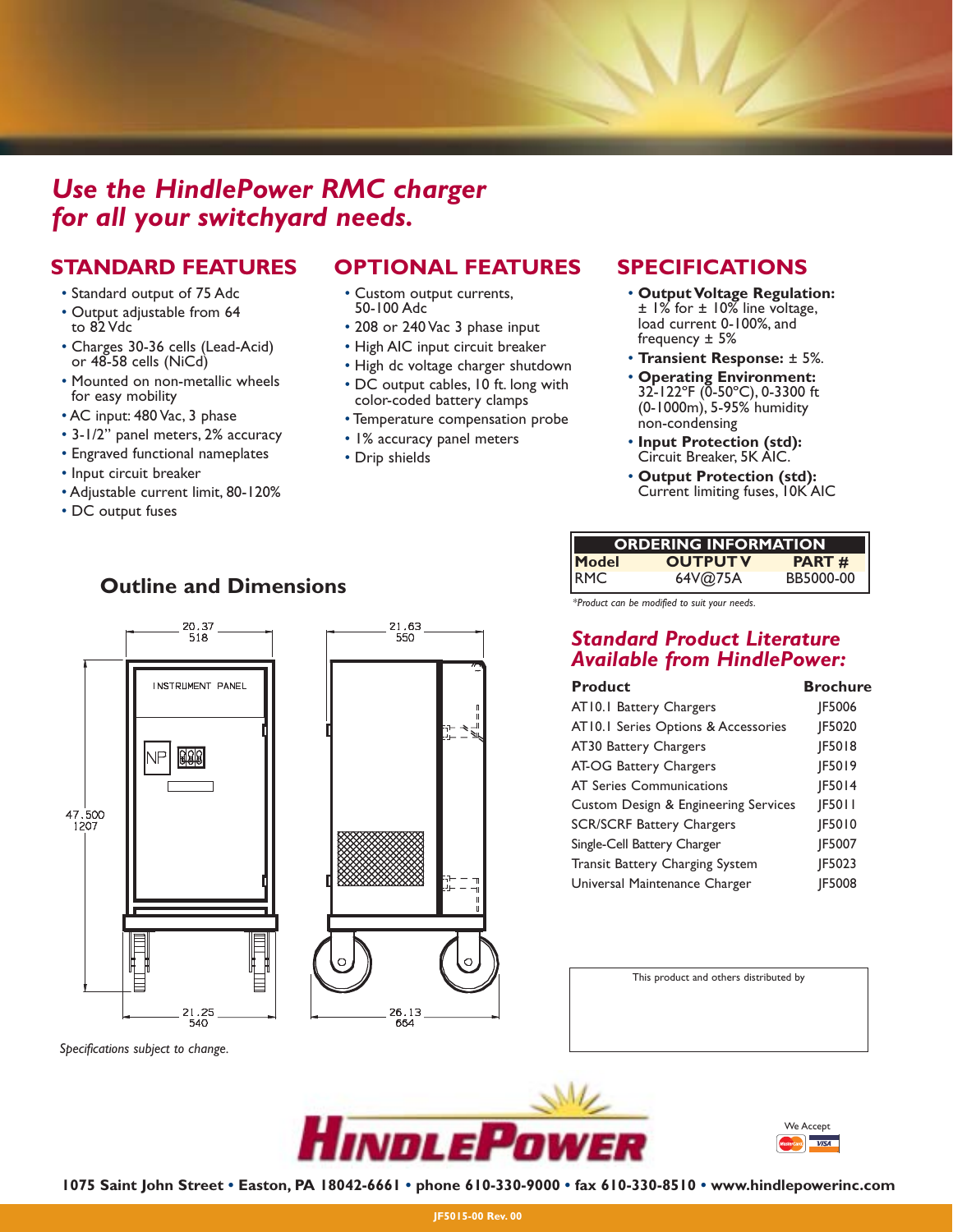## *Use the HindlePower RMC charger for all your switchyard needs.*

### STANDARD FEATURES

- Standard output of 75 Adc
- Output adjustable from 64 to 82 Vdc
- Charges 30-36 cells (Lead-Acid) or 48-58 cells (NiCd)
- Mounted on non-metallic wheels for easy mobility
- AC input: 480 Vac, 3 phase
- 3-1/2" panel meters, 2% accuracy
- Engraved functional nameplates
- Input circuit breaker
- Adjustable current limit, 80-120%
- DC output fuses

### OPTIONAL FEATURES

- Custom output currents, 50-100 Adc
- 208 or 240 Vac 3 phase input
- High AIC input circuit breaker
- High dc voltage charger shutdown
- DC output cables, 10 ft. long with color-coded battery clamps
- Temperature compensation probe
- 1% accuracy panel meters
- Drip shields

### SPECIFICATIONS

- **Output Voltage Regulation:** ± 1% for ± 10% line voltage, load current 0-100%, and frequency ± 5%
- **Transient Response:** ± 5%.
- **Operating Environment:** 32-122°F (0-50°C), 0-3300 ft (0-1000m), 5-95% humidity non-condensing
- **Input Protection (std):** Circuit Breaker, 5K AIC.
- **Output Protection (std):** Current limiting fuses, 10K AIC

### Outline and Dimensions

20.37
518

INSTRUMENT PANEL

NP

47.500
1207

21.25
540

21.63
550

26.13
664

*Specifications subject to change.*

| ORDERING INFORMATION | | |
|---|---|---|
| **Model** | **OUTPUT V** | **PART #** |
| RMC | 64V@75A | BB5000-00 |

*\*Product can be modified to suit your needs.*

### *Standard Product Literature Available from HindlePower:*

| **Product** | **Brochure** |
|---|---|
| AT10.1 Battery Chargers | JF5006 |
| AT10.1 Series Options & Accessories | JF5020 |
| AT30 Battery Chargers | JF5018 |
| AT-OG Battery Chargers | JF5019 |
| AT Series Communications | JF5014 |
| Custom Design & Engineering Services | JF5011 |
| SCR/SCRF Battery Chargers | JF5010 |
| Single-Cell Battery Charger | JF5007 |
| Transit Battery Charging System | JF5023 |
| Universal Maintenance Charger | JF5008 |

This product and others distributed by

HINDLEPOWER

We Accept

1075 Saint John Street • Easton, PA 18042-6661 • phone 610-330-9000 • fax 610-330-8510 • www.hindlepowerinc.com

JF5015-00 Rev. 00